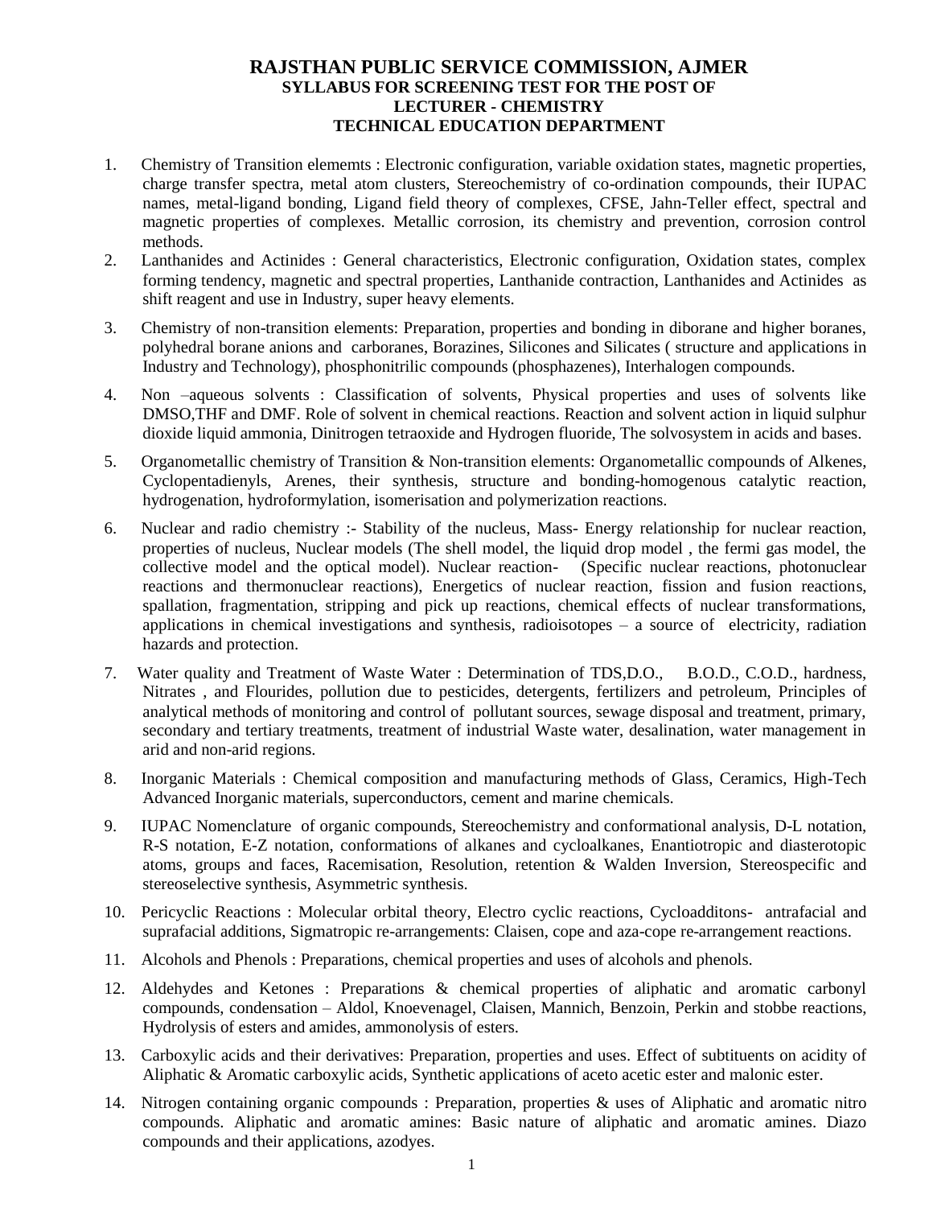# RAJSTHAN PUBLIC SERVICE COMMISSION, AJMER

## SYLLABUS FOR SCREENING TEST FOR THE POST OF LECTURER - CHEMISTRY TECHNICAL EDUCATION DEPARTMENT

1. Chemistry of Transition elememts : Electronic configuration, variable oxidation states, magnetic properties, charge transfer spectra, metal atom clusters, Stereochemistry of co-ordination compounds, their IUPAC names, metal-ligand bonding, Ligand field theory of complexes, CFSE, Jahn-Teller effect, spectral and magnetic properties of complexes. Metallic corrosion, its chemistry and prevention, corrosion control methods.
2. Lanthanides and Actinides : General characteristics, Electronic configuration, Oxidation states, complex forming tendency, magnetic and spectral properties, Lanthanide contraction, Lanthanides and Actinides as shift reagent and use in Industry, super heavy elements.
3. Chemistry of non-transition elements: Preparation, properties and bonding in diborane and higher boranes, polyhedral borane anions and carboranes, Borazines, Silicones and Silicates ( structure and applications in Industry and Technology), phosphonitrilic compounds (phosphazenes), Interhalogen compounds.
4. Non –aqueous solvents : Classification of solvents, Physical properties and uses of solvents like DMSO,THF and DMF. Role of solvent in chemical reactions. Reaction and solvent action in liquid sulphur dioxide liquid ammonia, Dinitrogen tetraoxide and Hydrogen fluoride, The solvosystem in acids and bases.
5. Organometallic chemistry of Transition & Non-transition elements: Organometallic compounds of Alkenes, Cyclopentadienyls, Arenes, their synthesis, structure and bonding-homogenous catalytic reaction, hydrogenation, hydroformylation, isomerisation and polymerization reactions.
6. Nuclear and radio chemistry :- Stability of the nucleus, Mass- Energy relationship for nuclear reaction, properties of nucleus, Nuclear models (The shell model, the liquid drop model , the fermi gas model, the collective model and the optical model). Nuclear reaction- (Specific nuclear reactions, photonuclear reactions and thermonuclear reactions), Energetics of nuclear reaction, fission and fusion reactions, spallation, fragmentation, stripping and pick up reactions, chemical effects of nuclear transformations, applications in chemical investigations and synthesis, radioisotopes – a source of electricity, radiation hazards and protection.
7. Water quality and Treatment of Waste Water : Determination of TDS,D.O., B.O.D., C.O.D., hardness, Nitrates , and Flourides, pollution due to pesticides, detergents, fertilizers and petroleum, Principles of analytical methods of monitoring and control of pollutant sources, sewage disposal and treatment, primary, secondary and tertiary treatments, treatment of industrial Waste water, desalination, water management in arid and non-arid regions.
8. Inorganic Materials : Chemical composition and manufacturing methods of Glass, Ceramics, High-Tech Advanced Inorganic materials, superconductors, cement and marine chemicals.
9. IUPAC Nomenclature of organic compounds, Stereochemistry and conformational analysis, D-L notation, R-S notation, E-Z notation, conformations of alkanes and cycloalkanes, Enantiotropic and diasterotopic atoms, groups and faces, Racemisation, Resolution, retention & Walden Inversion, Stereospecific and stereoselective synthesis, Asymmetric synthesis.
10. Pericyclic Reactions : Molecular orbital theory, Electro cyclic reactions, Cycloadditons- antrafacial and suprafacial additions, Sigmatropic re-arrangements: Claisen, cope and aza-cope re-arrangement reactions.
11. Alcohols and Phenols : Preparations, chemical properties and uses of alcohols and phenols.
12. Aldehydes and Ketones : Preparations & chemical properties of aliphatic and aromatic carbonyl compounds, condensation – Aldol, Knoevenagel, Claisen, Mannich, Benzoin, Perkin and stobbe reactions, Hydrolysis of esters and amides, ammonolysis of esters.
13. Carboxylic acids and their derivatives: Preparation, properties and uses. Effect of subtituents on acidity of Aliphatic & Aromatic carboxylic acids, Synthetic applications of aceto acetic ester and malonic ester.
14. Nitrogen containing organic compounds : Preparation, properties & uses of Aliphatic and aromatic nitro compounds. Aliphatic and aromatic amines: Basic nature of aliphatic and aromatic amines. Diazo compounds and their applications, azodyes.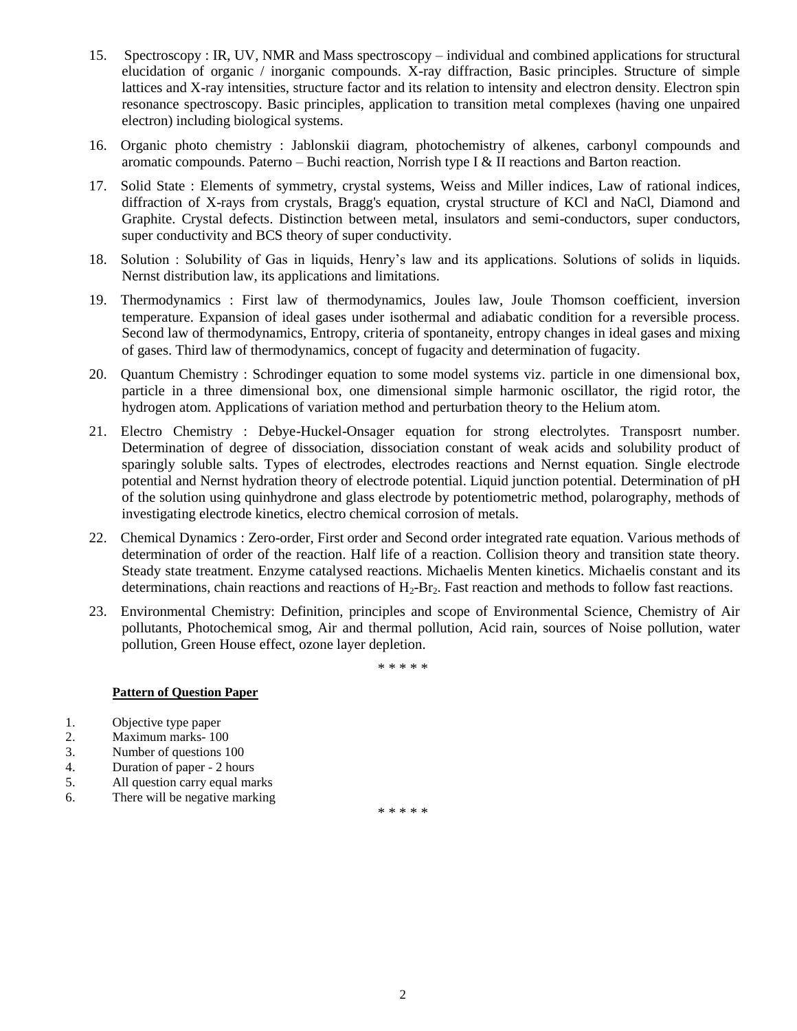15. Spectroscopy : IR, UV, NMR and Mass spectroscopy – individual and combined applications for structural elucidation of organic / inorganic compounds. X-ray diffraction, Basic principles. Structure of simple lattices and X-ray intensities, structure factor and its relation to intensity and electron density. Electron spin resonance spectroscopy. Basic principles, application to transition metal complexes (having one unpaired electron) including biological systems.

16. Organic photo chemistry : Jablonskii diagram, photochemistry of alkenes, carbonyl compounds and aromatic compounds. Paterno – Buchi reaction, Norrish type I & II reactions and Barton reaction.

17. Solid State : Elements of symmetry, crystal systems, Weiss and Miller indices, Law of rational indices, diffraction of X-rays from crystals, Bragg's equation, crystal structure of KCl and NaCl, Diamond and Graphite. Crystal defects. Distinction between metal, insulators and semi-conductors, super conductors, super conductivity and BCS theory of super conductivity.

18. Solution : Solubility of Gas in liquids, Henry's law and its applications. Solutions of solids in liquids. Nernst distribution law, its applications and limitations.

19. Thermodynamics : First law of thermodynamics, Joules law, Joule Thomson coefficient, inversion temperature. Expansion of ideal gases under isothermal and adiabatic condition for a reversible process. Second law of thermodynamics, Entropy, criteria of spontaneity, entropy changes in ideal gases and mixing of gases. Third law of thermodynamics, concept of fugacity and determination of fugacity.

20. Quantum Chemistry : Schrodinger equation to some model systems viz. particle in one dimensional box, particle in a three dimensional box, one dimensional simple harmonic oscillator, the rigid rotor, the hydrogen atom. Applications of variation method and perturbation theory to the Helium atom.

21. Electro Chemistry : Debye-Huckel-Onsager equation for strong electrolytes. Transposrt number. Determination of degree of dissociation, dissociation constant of weak acids and solubility product of sparingly soluble salts. Types of electrodes, electrodes reactions and Nernst equation. Single electrode potential and Nernst hydration theory of electrode potential. Liquid junction potential. Determination of pH of the solution using quinhydrone and glass electrode by potentiometric method, polarography, methods of investigating electrode kinetics, electro chemical corrosion of metals.

22. Chemical Dynamics : Zero-order, First order and Second order integrated rate equation. Various methods of determination of order of the reaction. Half life of a reaction. Collision theory and transition state theory. Steady state treatment. Enzyme catalysed reactions. Michaelis Menten kinetics. Michaelis constant and its determinations, chain reactions and reactions of $H_2$-$Br_2$. Fast reaction and methods to follow fast reactions.

23. Environmental Chemistry: Definition, principles and scope of Environmental Science, Chemistry of Air pollutants, Photochemical smog, Air and thermal pollution, Acid rain, sources of Noise pollution, water pollution, Green House effect, ozone layer depletion.

* * * * *

**Pattern of Question Paper**

1. Objective type paper
2. Maximum marks- 100
3. Number of questions 100
4. Duration of paper - 2 hours
5. All question carry equal marks
6. There will be negative marking

* * * * *